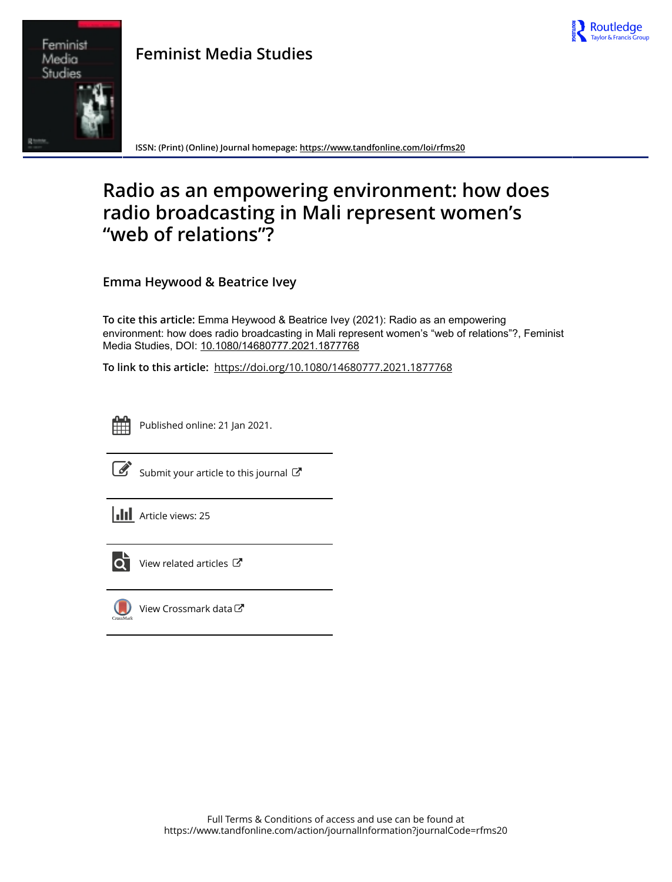**Feminist Media Studies**

ISSN: (Print) (Online) Journal homepage: https://www.tandfonline.com/loi/rfms20

# Radio as an empowering environment: how does radio broadcasting in Mali represent women's "web of relations"?

**Emma Heywood & Beatrice Ivey**

**To cite this article:** Emma Heywood & Beatrice Ivey (2021): Radio as an empowering environment: how does radio broadcasting in Mali represent women's "web of relations"?, Feminist Media Studies, DOI: 10.1080/14680777.2021.1877768

**To link to this article:** https://doi.org/10.1080/14680777.2021.1877768

Published online: 21 Jan 2021.

Submit your article to this journal

Article views: 25

View related articles

View Crossmark data

Full Terms & Conditions of access and use can be found at
https://www.tandfonline.com/action/journalInformation?journalCode=rfms20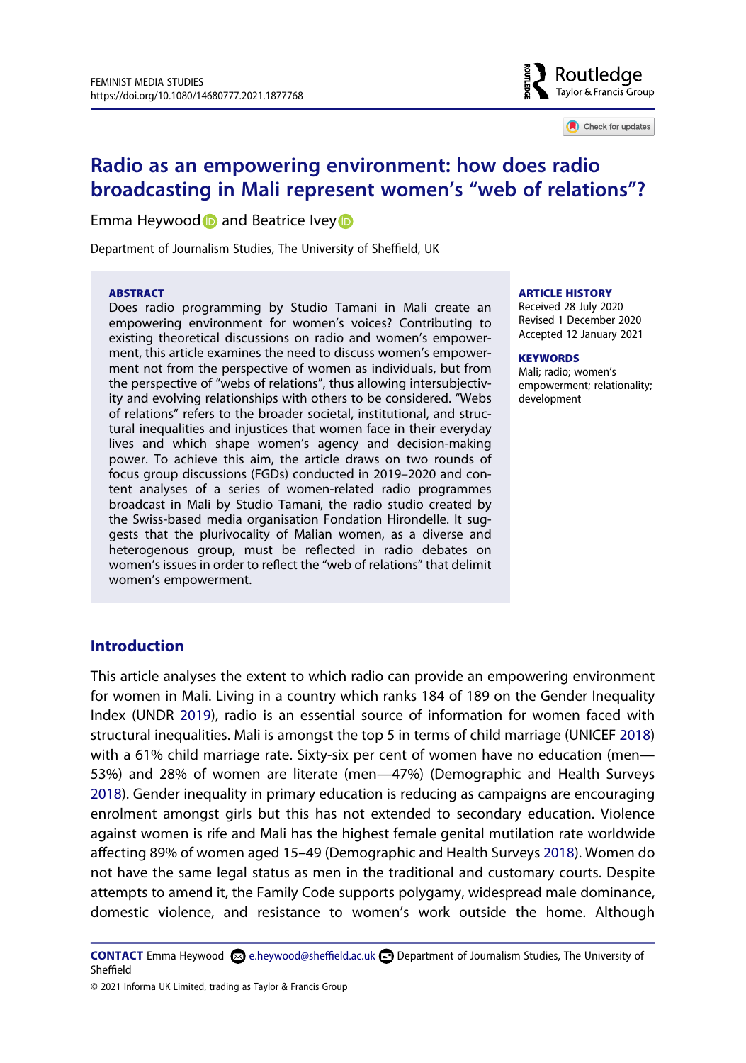# Radio as an empowering environment: how does radio broadcasting in Mali represent women's "web of relations"?

Emma Heywood and Beatrice Ivey

Department of Journalism Studies, The University of Sheffield, UK

## ABSTRACT

Does radio programming by Studio Tamani in Mali create an empowering environment for women's voices? Contributing to existing theoretical discussions on radio and women's empowerment, this article examines the need to discuss women's empowerment not from the perspective of women as individuals, but from the perspective of "webs of relations", thus allowing intersubjectivity and evolving relationships with others to be considered. "Webs of relations" refers to the broader societal, institutional, and structural inequalities and injustices that women face in their everyday lives and which shape women's agency and decision-making power. To achieve this aim, the article draws on two rounds of focus group discussions (FGDs) conducted in 2019–2020 and content analyses of a series of women-related radio programmes broadcast in Mali by Studio Tamani, the radio studio created by the Swiss-based media organisation Fondation Hirondelle. It suggests that the plurivocality of Malian women, as a diverse and heterogenous group, must be reflected in radio debates on women's issues in order to reflect the "web of relations" that delimit women's empowerment.

## ARTICLE HISTORY

Received 28 July 2020
Revised 1 December 2020
Accepted 12 January 2021

## KEYWORDS

Mali; radio; women's empowerment; relationality; development

## Introduction

This article analyses the extent to which radio can provide an empowering environment for women in Mali. Living in a country which ranks 184 of 189 on the Gender Inequality Index (UNDR 2019), radio is an essential source of information for women faced with structural inequalities. Mali is amongst the top 5 in terms of child marriage (UNICEF 2018) with a 61% child marriage rate. Sixty-six per cent of women have no education (men—53%) and 28% of women are literate (men—47%) (Demographic and Health Surveys 2018). Gender inequality in primary education is reducing as campaigns are encouraging enrolment amongst girls but this has not extended to secondary education. Violence against women is rife and Mali has the highest female genital mutilation rate worldwide affecting 89% of women aged 15–49 (Demographic and Health Surveys 2018). Women do not have the same legal status as men in the traditional and customary courts. Despite attempts to amend it, the Family Code supports polygamy, widespread male dominance, domestic violence, and resistance to women's work outside the home. Although

**CONTACT** Emma Heywood e.heywood@sheffield.ac.uk Department of Journalism Studies, The University of Sheffield

© 2021 Informa UK Limited, trading as Taylor & Francis Group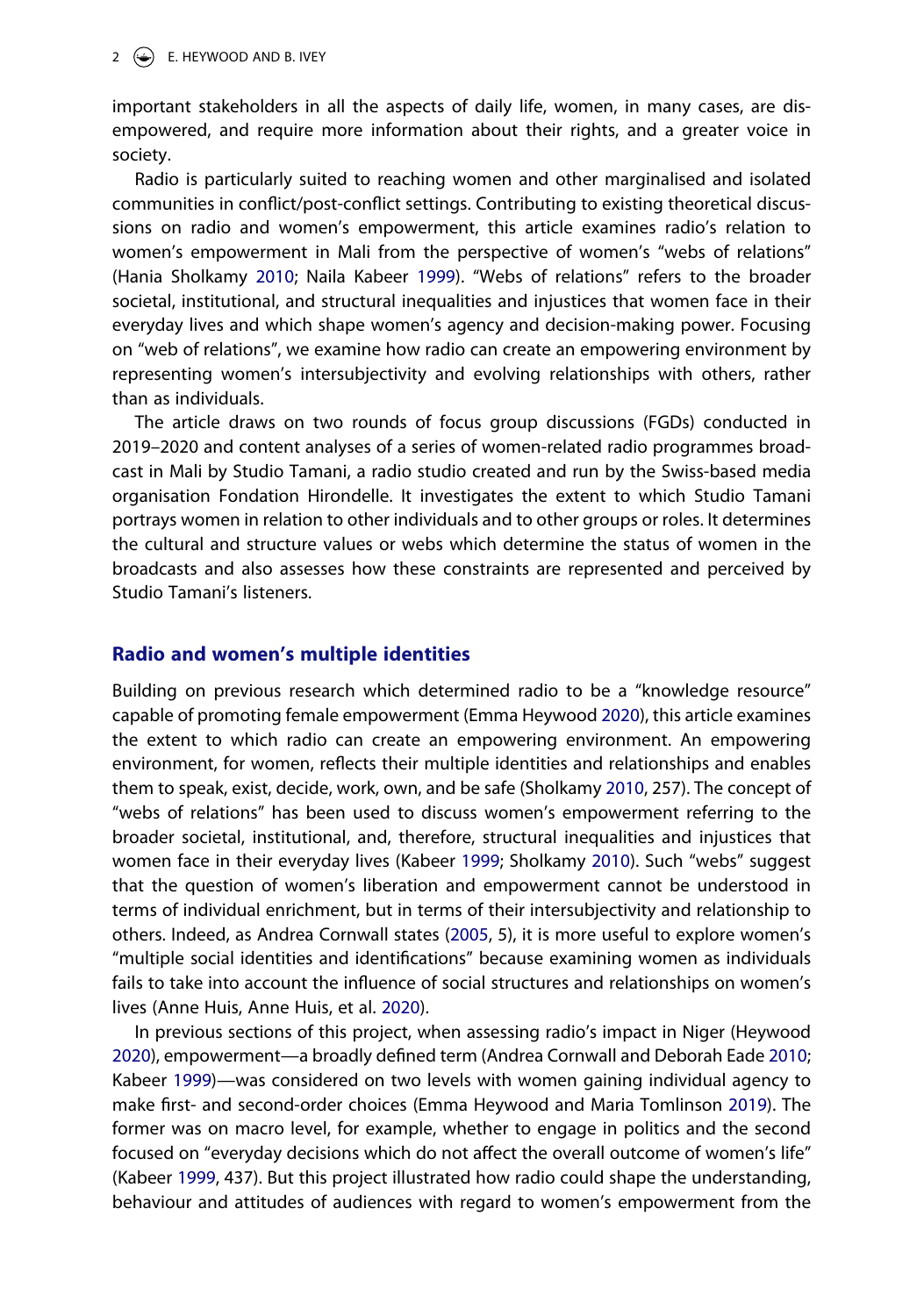important stakeholders in all the aspects of daily life, women, in many cases, are disempowered, and require more information about their rights, and a greater voice in society.

Radio is particularly suited to reaching women and other marginalised and isolated communities in conflict/post-conflict settings. Contributing to existing theoretical discussions on radio and women's empowerment, this article examines radio's relation to women's empowerment in Mali from the perspective of women's "webs of relations" (Hania Sholkamy 2010; Naila Kabeer 1999). "Webs of relations" refers to the broader societal, institutional, and structural inequalities and injustices that women face in their everyday lives and which shape women's agency and decision-making power. Focusing on "web of relations", we examine how radio can create an empowering environment by representing women's intersubjectivity and evolving relationships with others, rather than as individuals.

The article draws on two rounds of focus group discussions (FGDs) conducted in 2019–2020 and content analyses of a series of women-related radio programmes broadcast in Mali by Studio Tamani, a radio studio created and run by the Swiss-based media organisation Fondation Hirondelle. It investigates the extent to which Studio Tamani portrays women in relation to other individuals and to other groups or roles. It determines the cultural and structure values or webs which determine the status of women in the broadcasts and also assesses how these constraints are represented and perceived by Studio Tamani's listeners.

## Radio and women's multiple identities

Building on previous research which determined radio to be a "knowledge resource" capable of promoting female empowerment (Emma Heywood 2020), this article examines the extent to which radio can create an empowering environment. An empowering environment, for women, reflects their multiple identities and relationships and enables them to speak, exist, decide, work, own, and be safe (Sholkamy 2010, 257). The concept of "webs of relations" has been used to discuss women's empowerment referring to the broader societal, institutional, and, therefore, structural inequalities and injustices that women face in their everyday lives (Kabeer 1999; Sholkamy 2010). Such "webs" suggest that the question of women's liberation and empowerment cannot be understood in terms of individual enrichment, but in terms of their intersubjectivity and relationship to others. Indeed, as Andrea Cornwall states (2005, 5), it is more useful to explore women's "multiple social identities and identifications" because examining women as individuals fails to take into account the influence of social structures and relationships on women's lives (Anne Huis, Anne Huis, et al. 2020).

In previous sections of this project, when assessing radio's impact in Niger (Heywood 2020), empowerment—a broadly defined term (Andrea Cornwall and Deborah Eade 2010; Kabeer 1999)—was considered on two levels with women gaining individual agency to make first- and second-order choices (Emma Heywood and Maria Tomlinson 2019). The former was on macro level, for example, whether to engage in politics and the second focused on "everyday decisions which do not affect the overall outcome of women's life" (Kabeer 1999, 437). But this project illustrated how radio could shape the understanding, behaviour and attitudes of audiences with regard to women's empowerment from the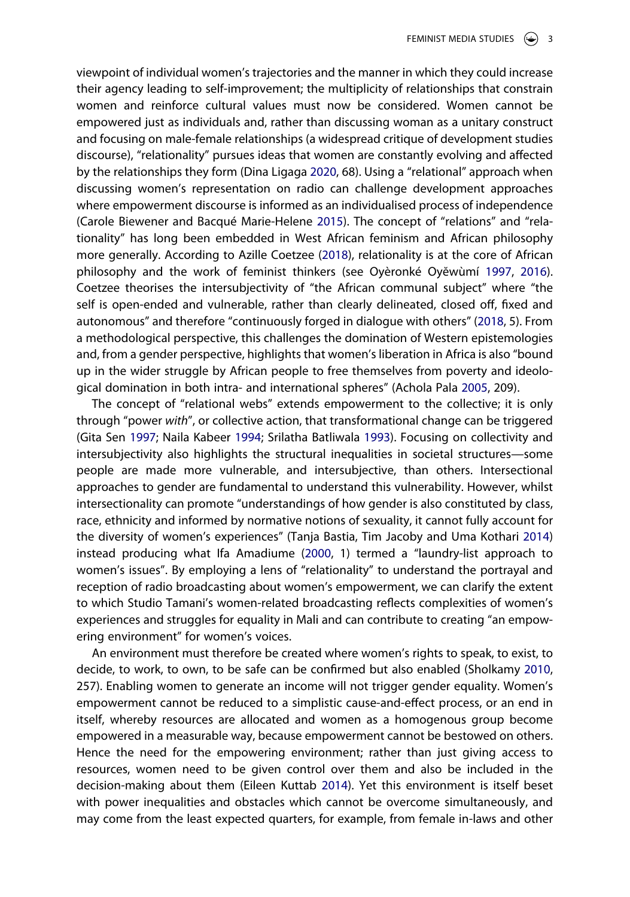viewpoint of individual women's trajectories and the manner in which they could increase their agency leading to self-improvement; the multiplicity of relationships that constrain women and reinforce cultural values must now be considered. Women cannot be empowered just as individuals and, rather than discussing woman as a unitary construct and focusing on male-female relationships (a widespread critique of development studies discourse), "relationality" pursues ideas that women are constantly evolving and affected by the relationships they form (Dina Ligaga 2020, 68). Using a "relational" approach when discussing women's representation on radio can challenge development approaches where empowerment discourse is informed as an individualised process of independence (Carole Biewener and Bacqué Marie-Helene 2015). The concept of "relations" and "relationality" has long been embedded in West African feminism and African philosophy more generally. According to Azille Coetzee (2018), relationality is at the core of African philosophy and the work of feminist thinkers (see Oyèronké Oyĕwùmí 1997, 2016). Coetzee theorises the intersubjectivity of "the African communal subject" where "the self is open-ended and vulnerable, rather than clearly delineated, closed off, fixed and autonomous" and therefore "continuously forged in dialogue with others" (2018, 5). From a methodological perspective, this challenges the domination of Western epistemologies and, from a gender perspective, highlights that women's liberation in Africa is also "bound up in the wider struggle by African people to free themselves from poverty and ideological domination in both intra- and international spheres" (Achola Pala 2005, 209).

The concept of "relational webs" extends empowerment to the collective; it is only through "power *with*", or collective action, that transformational change can be triggered (Gita Sen 1997; Naila Kabeer 1994; Srilatha Batliwala 1993). Focusing on collectivity and intersubjectivity also highlights the structural inequalities in societal structures—some people are made more vulnerable, and intersubjective, than others. Intersectional approaches to gender are fundamental to understand this vulnerability. However, whilst intersectionality can promote "understandings of how gender is also constituted by class, race, ethnicity and informed by normative notions of sexuality, it cannot fully account for the diversity of women's experiences" (Tanja Bastia, Tim Jacoby and Uma Kothari 2014) instead producing what Ifa Amadiume (2000, 1) termed a "laundry-list approach to women's issues". By employing a lens of "relationality" to understand the portrayal and reception of radio broadcasting about women's empowerment, we can clarify the extent to which Studio Tamani's women-related broadcasting reflects complexities of women's experiences and struggles for equality in Mali and can contribute to creating "an empowering environment" for women's voices.

An environment must therefore be created where women's rights to speak, to exist, to decide, to work, to own, to be safe can be confirmed but also enabled (Sholkamy 2010, 257). Enabling women to generate an income will not trigger gender equality. Women's empowerment cannot be reduced to a simplistic cause-and-effect process, or an end in itself, whereby resources are allocated and women as a homogenous group become empowered in a measurable way, because empowerment cannot be bestowed on others. Hence the need for the empowering environment; rather than just giving access to resources, women need to be given control over them and also be included in the decision-making about them (Eileen Kuttab 2014). Yet this environment is itself beset with power inequalities and obstacles which cannot be overcome simultaneously, and may come from the least expected quarters, for example, from female in-laws and other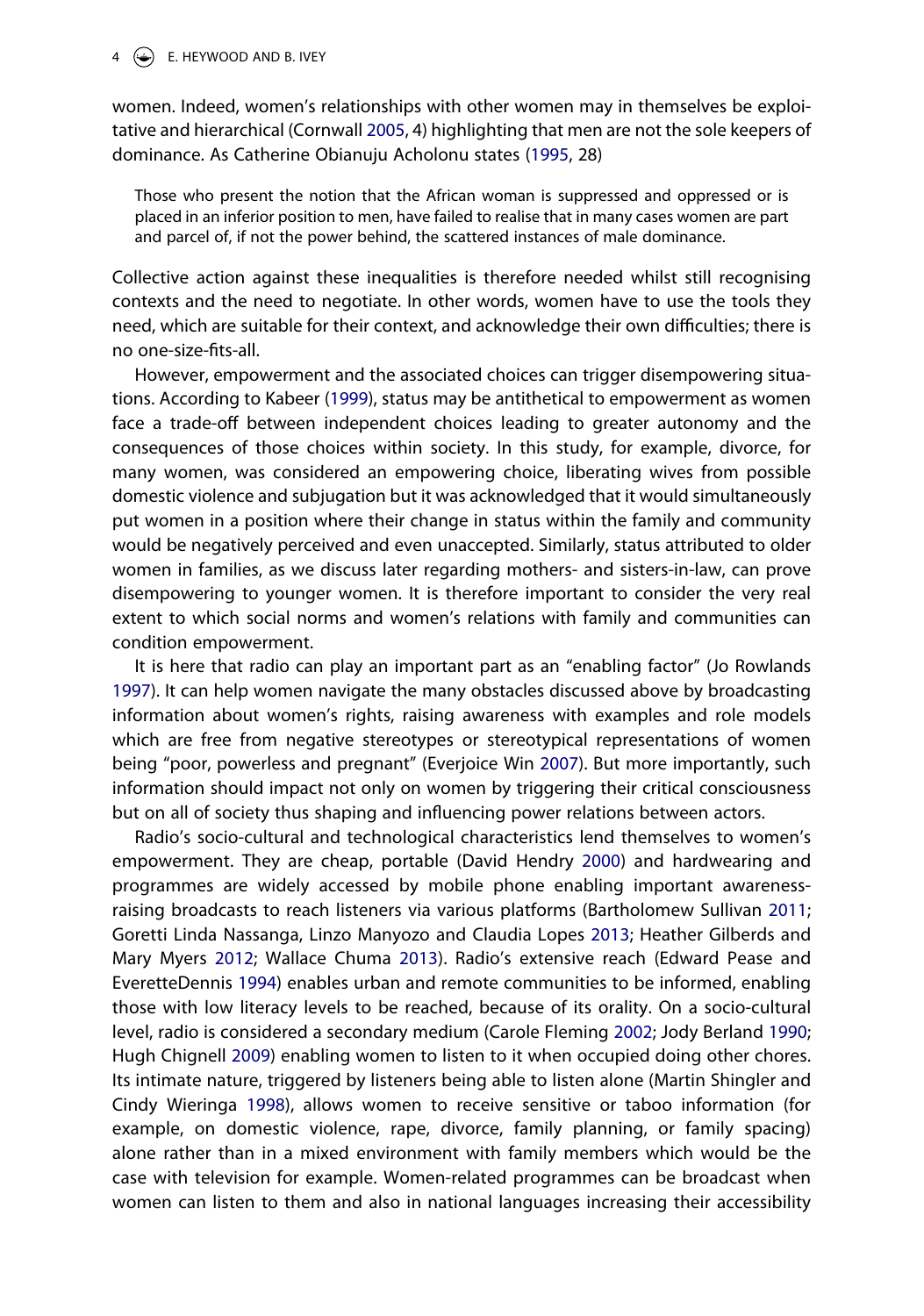women. Indeed, women's relationships with other women may in themselves be exploitative and hierarchical (Cornwall 2005, 4) highlighting that men are not the sole keepers of dominance. As Catherine Obianuju Acholonu states (1995, 28)

> Those who present the notion that the African woman is suppressed and oppressed or is placed in an inferior position to men, have failed to realise that in many cases women are part and parcel of, if not the power behind, the scattered instances of male dominance.

Collective action against these inequalities is therefore needed whilst still recognising contexts and the need to negotiate. In other words, women have to use the tools they need, which are suitable for their context, and acknowledge their own difficulties; there is no one-size-fits-all.

However, empowerment and the associated choices can trigger disempowering situations. According to Kabeer (1999), status may be antithetical to empowerment as women face a trade-off between independent choices leading to greater autonomy and the consequences of those choices within society. In this study, for example, divorce, for many women, was considered an empowering choice, liberating wives from possible domestic violence and subjugation but it was acknowledged that it would simultaneously put women in a position where their change in status within the family and community would be negatively perceived and even unaccepted. Similarly, status attributed to older women in families, as we discuss later regarding mothers- and sisters-in-law, can prove disempowering to younger women. It is therefore important to consider the very real extent to which social norms and women's relations with family and communities can condition empowerment.

It is here that radio can play an important part as an "enabling factor" (Jo Rowlands 1997). It can help women navigate the many obstacles discussed above by broadcasting information about women's rights, raising awareness with examples and role models which are free from negative stereotypes or stereotypical representations of women being "poor, powerless and pregnant" (Everjoice Win 2007). But more importantly, such information should impact not only on women by triggering their critical consciousness but on all of society thus shaping and influencing power relations between actors.

Radio's socio-cultural and technological characteristics lend themselves to women's empowerment. They are cheap, portable (David Hendry 2000) and hardwearing and programmes are widely accessed by mobile phone enabling important awareness-raising broadcasts to reach listeners via various platforms (Bartholomew Sullivan 2011; Goretti Linda Nassanga, Linzo Manyozo and Claudia Lopes 2013; Heather Gilberds and Mary Myers 2012; Wallace Chuma 2013). Radio's extensive reach (Edward Pease and EveretteDennis 1994) enables urban and remote communities to be informed, enabling those with low literacy levels to be reached, because of its orality. On a socio-cultural level, radio is considered a secondary medium (Carole Fleming 2002; Jody Berland 1990; Hugh Chignell 2009) enabling women to listen to it when occupied doing other chores. Its intimate nature, triggered by listeners being able to listen alone (Martin Shingler and Cindy Wieringa 1998), allows women to receive sensitive or taboo information (for example, on domestic violence, rape, divorce, family planning, or family spacing) alone rather than in a mixed environment with family members which would be the case with television for example. Women-related programmes can be broadcast when women can listen to them and also in national languages increasing their accessibility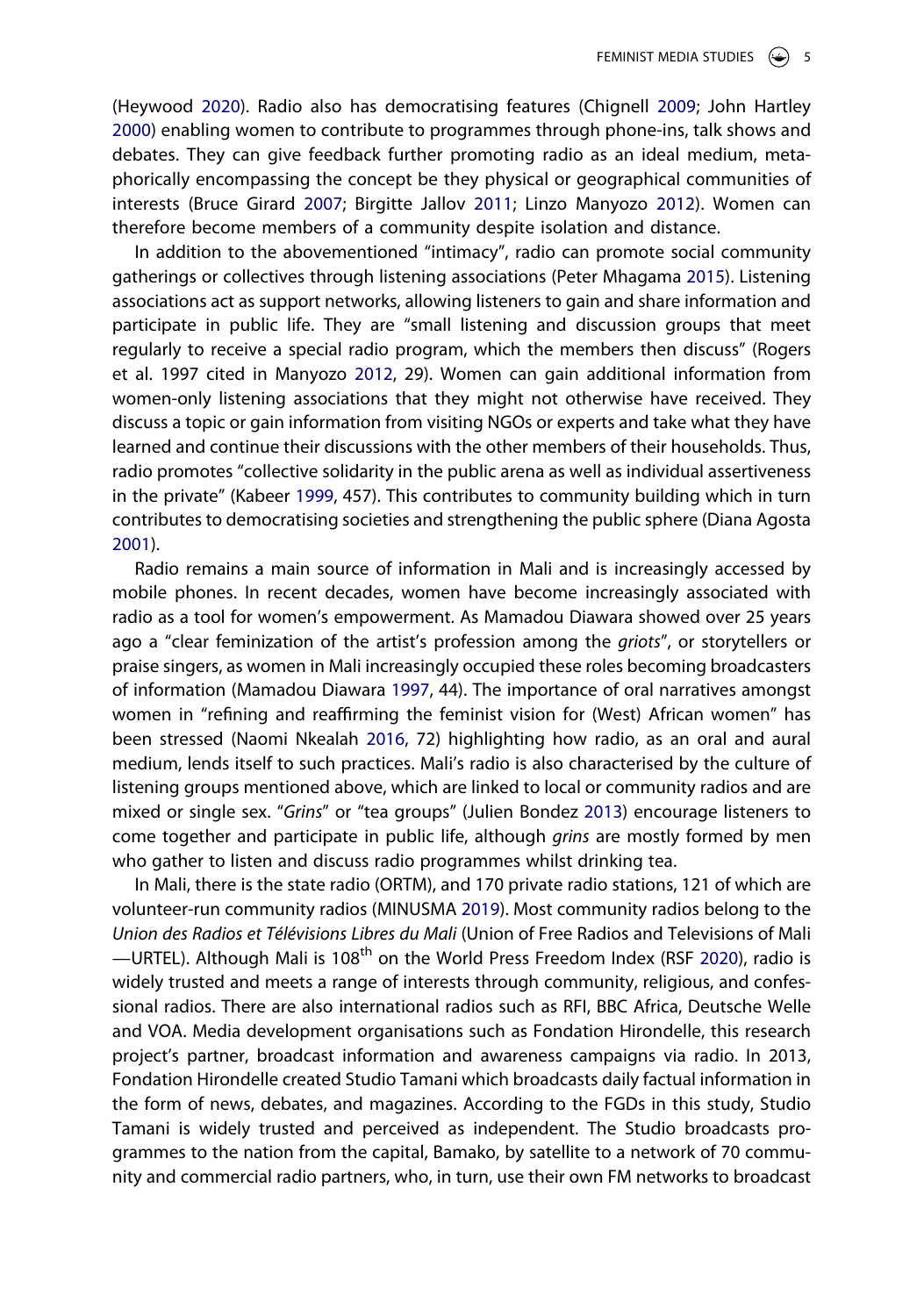(Heywood 2020). Radio also has democratising features (Chignell 2009; John Hartley 2000) enabling women to contribute to programmes through phone-ins, talk shows and debates. They can give feedback further promoting radio as an ideal medium, metaphorically encompassing the concept be they physical or geographical communities of interests (Bruce Girard 2007; Birgitte Jallov 2011; Linzo Manyozo 2012). Women can therefore become members of a community despite isolation and distance.

In addition to the abovementioned "intimacy", radio can promote social community gatherings or collectives through listening associations (Peter Mhagama 2015). Listening associations act as support networks, allowing listeners to gain and share information and participate in public life. They are "small listening and discussion groups that meet regularly to receive a special radio program, which the members then discuss" (Rogers et al. 1997 cited in Manyozo 2012, 29). Women can gain additional information from women-only listening associations that they might not otherwise have received. They discuss a topic or gain information from visiting NGOs or experts and take what they have learned and continue their discussions with the other members of their households. Thus, radio promotes "collective solidarity in the public arena as well as individual assertiveness in the private" (Kabeer 1999, 457). This contributes to community building which in turn contributes to democratising societies and strengthening the public sphere (Diana Agosta 2001).

Radio remains a main source of information in Mali and is increasingly accessed by mobile phones. In recent decades, women have become increasingly associated with radio as a tool for women's empowerment. As Mamadou Diawara showed over 25 years ago a "clear feminization of the artist's profession among the *griots*", or storytellers or praise singers, as women in Mali increasingly occupied these roles becoming broadcasters of information (Mamadou Diawara 1997, 44). The importance of oral narratives amongst women in "refining and reaffirming the feminist vision for (West) African women" has been stressed (Naomi Nkealah 2016, 72) highlighting how radio, as an oral and aural medium, lends itself to such practices. Mali's radio is also characterised by the culture of listening groups mentioned above, which are linked to local or community radios and are mixed or single sex. "*Grins*" or "tea groups" (Julien Bondez 2013) encourage listeners to come together and participate in public life, although *grins* are mostly formed by men who gather to listen and discuss radio programmes whilst drinking tea.

In Mali, there is the state radio (ORTM), and 170 private radio stations, 121 of which are volunteer-run community radios (MINUSMA 2019). Most community radios belong to the *Union des Radios et Télévisions Libres du Mali* (Union of Free Radios and Televisions of Mali—URTEL). Although Mali is 108th on the World Press Freedom Index (RSF 2020), radio is widely trusted and meets a range of interests through community, religious, and confessional radios. There are also international radios such as RFI, BBC Africa, Deutsche Welle and VOA. Media development organisations such as Fondation Hirondelle, this research project's partner, broadcast information and awareness campaigns via radio. In 2013, Fondation Hirondelle created Studio Tamani which broadcasts daily factual information in the form of news, debates, and magazines. According to the FGDs in this study, Studio Tamani is widely trusted and perceived as independent. The Studio broadcasts programmes to the nation from the capital, Bamako, by satellite to a network of 70 community and commercial radio partners, who, in turn, use their own FM networks to broadcast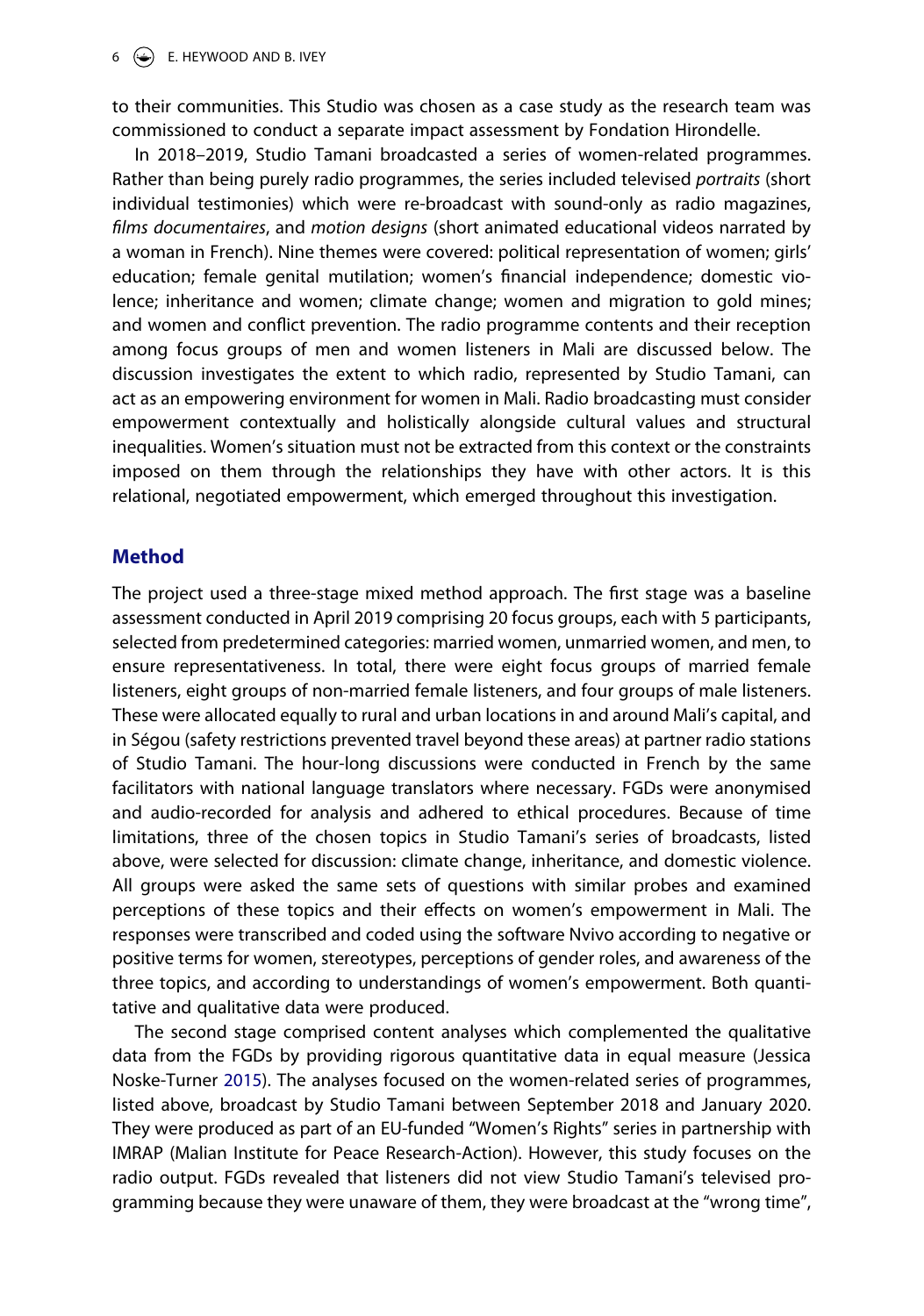to their communities. This Studio was chosen as a case study as the research team was commissioned to conduct a separate impact assessment by Fondation Hirondelle.

In 2018–2019, Studio Tamani broadcasted a series of women-related programmes. Rather than being purely radio programmes, the series included televised *portraits* (short individual testimonies) which were re-broadcast with sound-only as radio magazines, *films documentaires*, and *motion designs* (short animated educational videos narrated by a woman in French). Nine themes were covered: political representation of women; girls' education; female genital mutilation; women's financial independence; domestic violence; inheritance and women; climate change; women and migration to gold mines; and women and conflict prevention. The radio programme contents and their reception among focus groups of men and women listeners in Mali are discussed below. The discussion investigates the extent to which radio, represented by Studio Tamani, can act as an empowering environment for women in Mali. Radio broadcasting must consider empowerment contextually and holistically alongside cultural values and structural inequalities. Women's situation must not be extracted from this context or the constraints imposed on them through the relationships they have with other actors. It is this relational, negotiated empowerment, which emerged throughout this investigation.

## Method

The project used a three-stage mixed method approach. The first stage was a baseline assessment conducted in April 2019 comprising 20 focus groups, each with 5 participants, selected from predetermined categories: married women, unmarried women, and men, to ensure representativeness. In total, there were eight focus groups of married female listeners, eight groups of non-married female listeners, and four groups of male listeners. These were allocated equally to rural and urban locations in and around Mali's capital, and in Ségou (safety restrictions prevented travel beyond these areas) at partner radio stations of Studio Tamani. The hour-long discussions were conducted in French by the same facilitators with national language translators where necessary. FGDs were anonymised and audio-recorded for analysis and adhered to ethical procedures. Because of time limitations, three of the chosen topics in Studio Tamani's series of broadcasts, listed above, were selected for discussion: climate change, inheritance, and domestic violence. All groups were asked the same sets of questions with similar probes and examined perceptions of these topics and their effects on women's empowerment in Mali. The responses were transcribed and coded using the software Nvivo according to negative or positive terms for women, stereotypes, perceptions of gender roles, and awareness of the three topics, and according to understandings of women's empowerment. Both quantitative and qualitative data were produced.

The second stage comprised content analyses which complemented the qualitative data from the FGDs by providing rigorous quantitative data in equal measure (Jessica Noske-Turner 2015). The analyses focused on the women-related series of programmes, listed above, broadcast by Studio Tamani between September 2018 and January 2020. They were produced as part of an EU-funded "Women's Rights" series in partnership with IMRAP (Malian Institute for Peace Research-Action). However, this study focuses on the radio output. FGDs revealed that listeners did not view Studio Tamani's televised programming because they were unaware of them, they were broadcast at the "wrong time",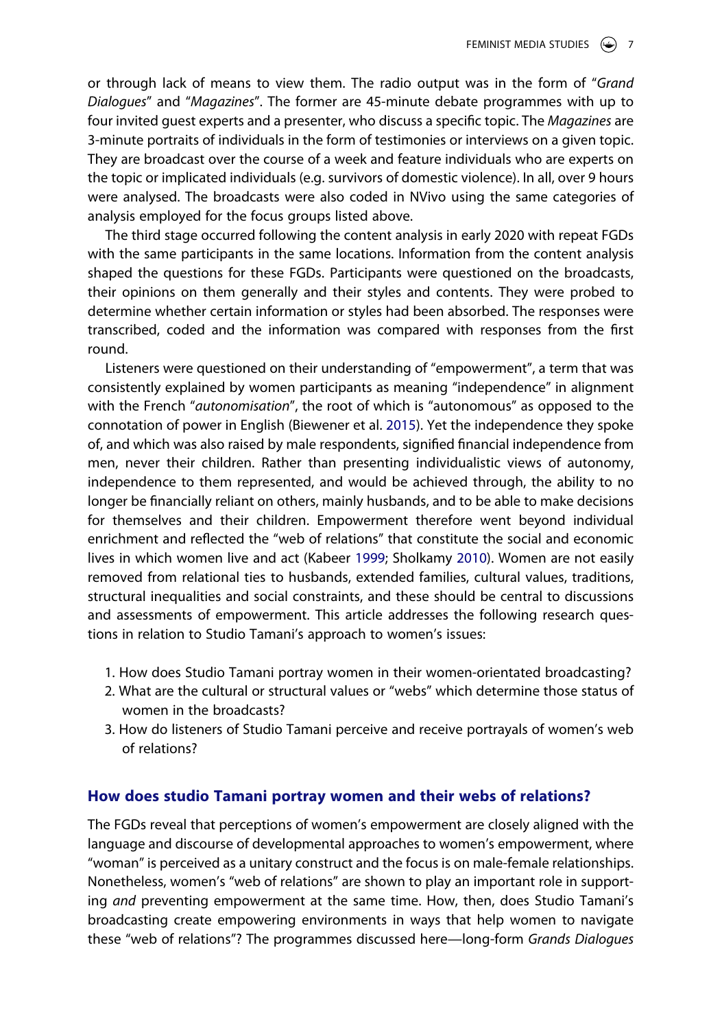or through lack of means to view them. The radio output was in the form of "*Grand Dialogues*" and "*Magazines*". The former are 45-minute debate programmes with up to four invited guest experts and a presenter, who discuss a specific topic. The *Magazines* are 3-minute portraits of individuals in the form of testimonies or interviews on a given topic. They are broadcast over the course of a week and feature individuals who are experts on the topic or implicated individuals (e.g. survivors of domestic violence). In all, over 9 hours were analysed. The broadcasts were also coded in NVivo using the same categories of analysis employed for the focus groups listed above.

The third stage occurred following the content analysis in early 2020 with repeat FGDs with the same participants in the same locations. Information from the content analysis shaped the questions for these FGDs. Participants were questioned on the broadcasts, their opinions on them generally and their styles and contents. They were probed to determine whether certain information or styles had been absorbed. The responses were transcribed, coded and the information was compared with responses from the first round.

Listeners were questioned on their understanding of "empowerment", a term that was consistently explained by women participants as meaning "independence" in alignment with the French "*autonomisation*", the root of which is "autonomous" as opposed to the connotation of power in English (Biewener et al. 2015). Yet the independence they spoke of, and which was also raised by male respondents, signified financial independence from men, never their children. Rather than presenting individualistic views of autonomy, independence to them represented, and would be achieved through, the ability to no longer be financially reliant on others, mainly husbands, and to be able to make decisions for themselves and their children. Empowerment therefore went beyond individual enrichment and reflected the "web of relations" that constitute the social and economic lives in which women live and act (Kabeer 1999; Sholkamy 2010). Women are not easily removed from relational ties to husbands, extended families, cultural values, traditions, structural inequalities and social constraints, and these should be central to discussions and assessments of empowerment. This article addresses the following research questions in relation to Studio Tamani's approach to women's issues:

1. How does Studio Tamani portray women in their women-orientated broadcasting?
2. What are the cultural or structural values or "webs" which determine those status of women in the broadcasts?
3. How do listeners of Studio Tamani perceive and receive portrayals of women's web of relations?

## How does studio Tamani portray women and their webs of relations?

The FGDs reveal that perceptions of women's empowerment are closely aligned with the language and discourse of developmental approaches to women's empowerment, where "woman" is perceived as a unitary construct and the focus is on male-female relationships. Nonetheless, women's "web of relations" are shown to play an important role in supporting *and* preventing empowerment at the same time. How, then, does Studio Tamani's broadcasting create empowering environments in ways that help women to navigate these "web of relations"? The programmes discussed here—long-form *Grands Dialogues*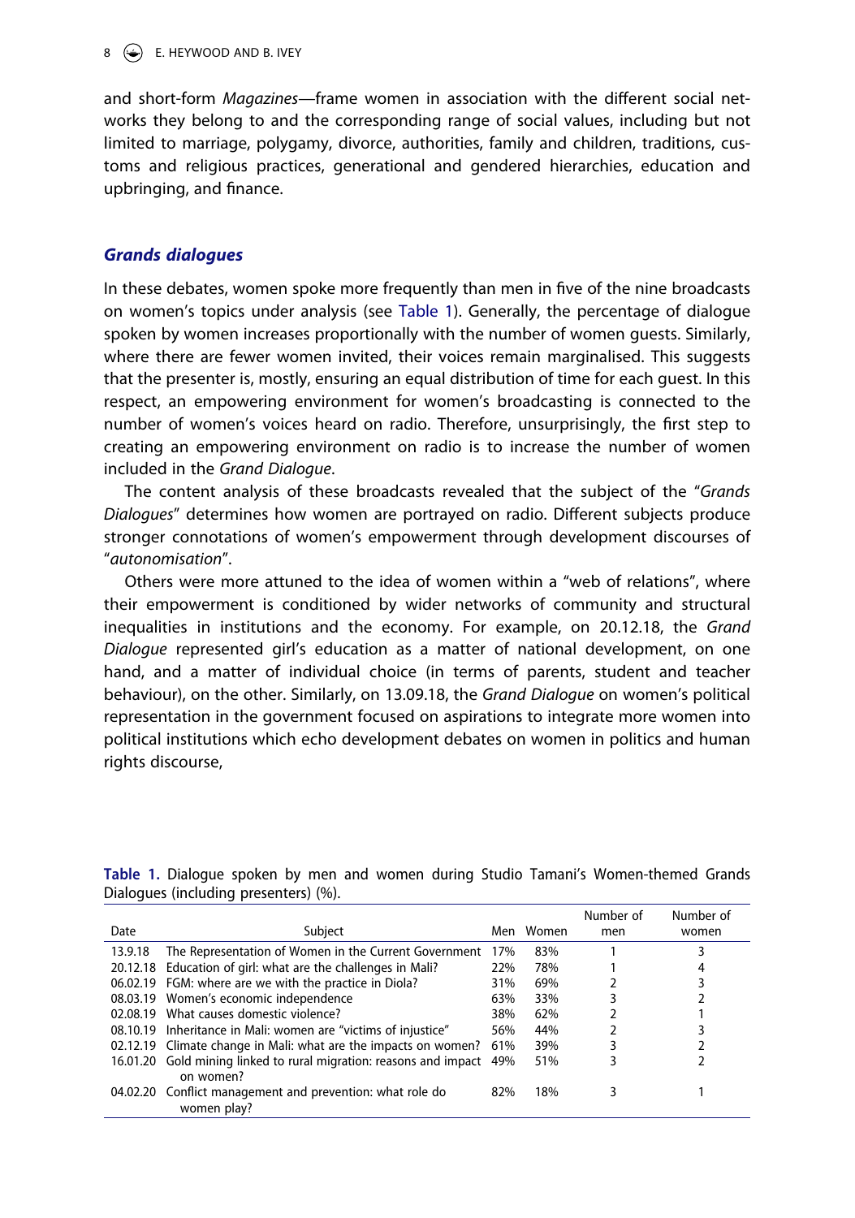and short-form *Magazines*—frame women in association with the different social networks they belong to and the corresponding range of social values, including but not limited to marriage, polygamy, divorce, authorities, family and children, traditions, customs and religious practices, generational and gendered hierarchies, education and upbringing, and finance.

### *Grands dialogues*

In these debates, women spoke more frequently than men in five of the nine broadcasts on women's topics under analysis (see Table 1). Generally, the percentage of dialogue spoken by women increases proportionally with the number of women guests. Similarly, where there are fewer women invited, their voices remain marginalised. This suggests that the presenter is, mostly, ensuring an equal distribution of time for each guest. In this respect, an empowering environment for women's broadcasting is connected to the number of women's voices heard on radio. Therefore, unsurprisingly, the first step to creating an empowering environment on radio is to increase the number of women included in the *Grand Dialogue*.

The content analysis of these broadcasts revealed that the subject of the "*Grands Dialogues*" determines how women are portrayed on radio. Different subjects produce stronger connotations of women's empowerment through development discourses of "*autonomisation*".

Others were more attuned to the idea of women within a "web of relations", where their empowerment is conditioned by wider networks of community and structural inequalities in institutions and the economy. For example, on 20.12.18, the *Grand Dialogue* represented girl's education as a matter of national development, on one hand, and a matter of individual choice (in terms of parents, student and teacher behaviour), on the other. Similarly, on 13.09.18, the *Grand Dialogue* on women's political representation in the government focused on aspirations to integrate more women into political institutions which echo development debates on women in politics and human rights discourse,

**Table 1.** Dialogue spoken by men and women during Studio Tamani's Women-themed Grands Dialogues (including presenters) (%).

| Date | Subject | Men | Women | Number of men | Number of women |
|---|---|---|---|---|---|
| 13.9.18 | The Representation of Women in the Current Government | 17% | 83% | 1 | 3 |
| 20.12.18 | Education of girl: what are the challenges in Mali? | 22% | 78% | 1 | 4 |
| 06.02.19 | FGM: where are we with the practice in Diola? | 31% | 69% | 2 | 3 |
| 08.03.19 | Women's economic independence | 63% | 33% | 3 | 2 |
| 02.08.19 | What causes domestic violence? | 38% | 62% | 2 | 1 |
| 08.10.19 | Inheritance in Mali: women are "victims of injustice" | 56% | 44% | 2 | 3 |
| 02.12.19 | Climate change in Mali: what are the impacts on women? | 61% | 39% | 3 | 2 |
| 16.01.20 | Gold mining linked to rural migration: reasons and impact on women? | 49% | 51% | 3 | 2 |
| 04.02.20 | Conflict management and prevention: what role do women play? | 82% | 18% | 3 | 1 |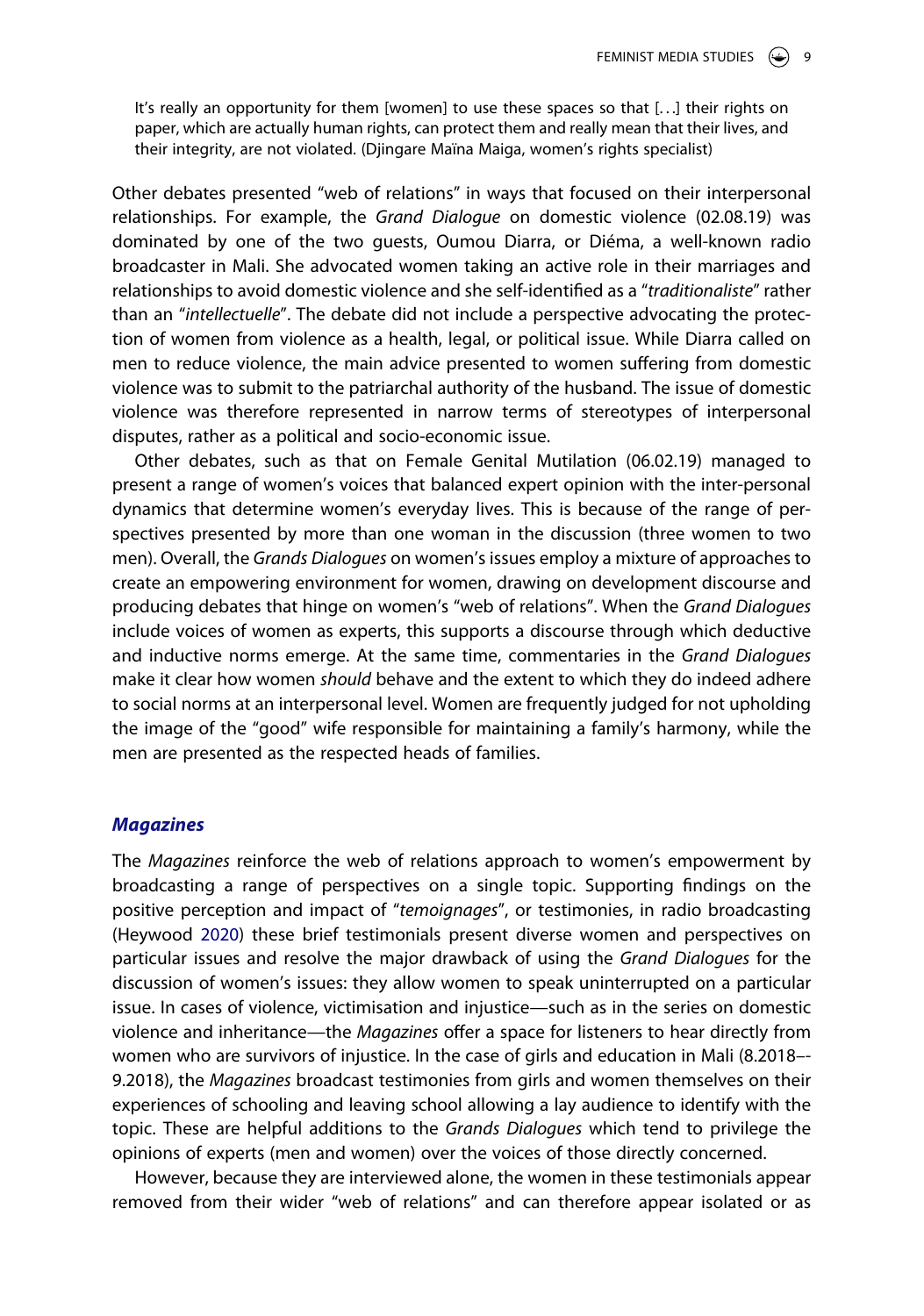> It's really an opportunity for them [women] to use these spaces so that [. . .] their rights on paper, which are actually human rights, can protect them and really mean that their lives, and their integrity, are not violated. (Djingare Maïna Maiga, women's rights specialist)

Other debates presented "web of relations" in ways that focused on their interpersonal relationships. For example, the *Grand Dialogue* on domestic violence (02.08.19) was dominated by one of the two guests, Oumou Diarra, or Diéma, a well-known radio broadcaster in Mali. She advocated women taking an active role in their marriages and relationships to avoid domestic violence and she self-identified as a "*traditionaliste*" rather than an "*intellectuelle*". The debate did not include a perspective advocating the protection of women from violence as a health, legal, or political issue. While Diarra called on men to reduce violence, the main advice presented to women suffering from domestic violence was to submit to the patriarchal authority of the husband. The issue of domestic violence was therefore represented in narrow terms of stereotypes of interpersonal disputes, rather as a political and socio-economic issue.

Other debates, such as that on Female Genital Mutilation (06.02.19) managed to present a range of women's voices that balanced expert opinion with the inter-personal dynamics that determine women's everyday lives. This is because of the range of perspectives presented by more than one woman in the discussion (three women to two men). Overall, the *Grands Dialogues* on women's issues employ a mixture of approaches to create an empowering environment for women, drawing on development discourse and producing debates that hinge on women's "web of relations". When the *Grand Dialogues* include voices of women as experts, this supports a discourse through which deductive and inductive norms emerge. At the same time, commentaries in the *Grand Dialogues* make it clear how women *should* behave and the extent to which they do indeed adhere to social norms at an interpersonal level. Women are frequently judged for not upholding the image of the "good" wife responsible for maintaining a family's harmony, while the men are presented as the respected heads of families.

## *Magazines*

The *Magazines* reinforce the web of relations approach to women's empowerment by broadcasting a range of perspectives on a single topic. Supporting findings on the positive perception and impact of "*temoignages*", or testimonies, in radio broadcasting (Heywood 2020) these brief testimonials present diverse women and perspectives on particular issues and resolve the major drawback of using the *Grand Dialogues* for the discussion of women's issues: they allow women to speak uninterrupted on a particular issue. In cases of violence, victimisation and injustice—such as in the series on domestic violence and inheritance—the *Magazines* offer a space for listeners to hear directly from women who are survivors of injustice. In the case of girls and education in Mali (8.2018–-9.2018), the *Magazines* broadcast testimonies from girls and women themselves on their experiences of schooling and leaving school allowing a lay audience to identify with the topic. These are helpful additions to the *Grands Dialogues* which tend to privilege the opinions of experts (men and women) over the voices of those directly concerned.

However, because they are interviewed alone, the women in these testimonials appear removed from their wider "web of relations" and can therefore appear isolated or as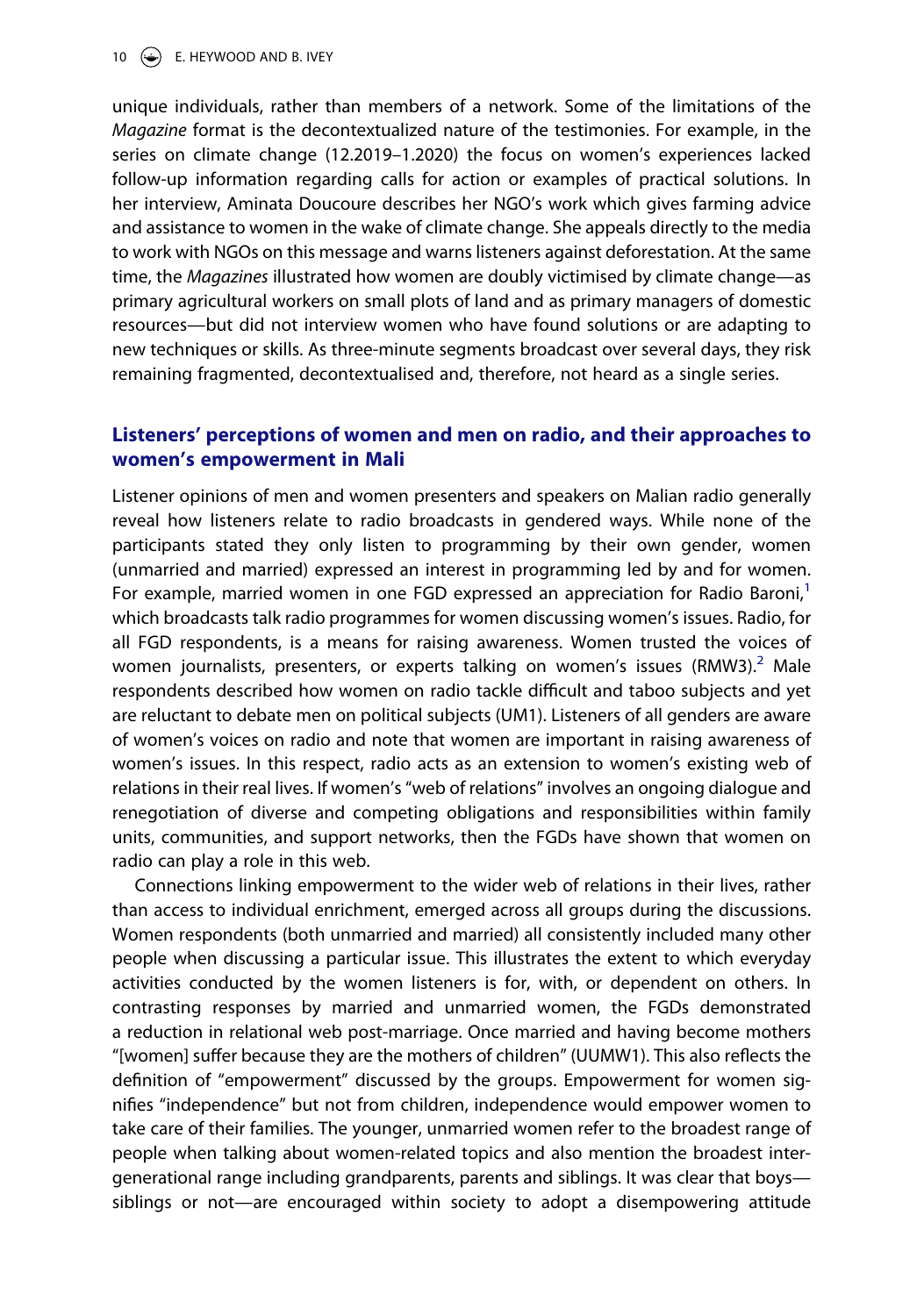unique individuals, rather than members of a network. Some of the limitations of the *Magazine* format is the decontextualized nature of the testimonies. For example, in the series on climate change (12.2019–1.2020) the focus on women's experiences lacked follow-up information regarding calls for action or examples of practical solutions. In her interview, Aminata Doucoure describes her NGO's work which gives farming advice and assistance to women in the wake of climate change. She appeals directly to the media to work with NGOs on this message and warns listeners against deforestation. At the same time, the *Magazines* illustrated how women are doubly victimised by climate change—as primary agricultural workers on small plots of land and as primary managers of domestic resources—but did not interview women who have found solutions or are adapting to new techniques or skills. As three-minute segments broadcast over several days, they risk remaining fragmented, decontextualised and, therefore, not heard as a single series.

## Listeners' perceptions of women and men on radio, and their approaches to women's empowerment in Mali

Listener opinions of men and women presenters and speakers on Malian radio generally reveal how listeners relate to radio broadcasts in gendered ways. While none of the participants stated they only listen to programming by their own gender, women (unmarried and married) expressed an interest in programming led by and for women. For example, married women in one FGD expressed an appreciation for Radio Baroni,[1] which broadcasts talk radio programmes for women discussing women's issues. Radio, for all FGD respondents, is a means for raising awareness. Women trusted the voices of women journalists, presenters, or experts talking on women's issues (RMW3).[2] Male respondents described how women on radio tackle difficult and taboo subjects and yet are reluctant to debate men on political subjects (UM1). Listeners of all genders are aware of women's voices on radio and note that women are important in raising awareness of women's issues. In this respect, radio acts as an extension to women's existing web of relations in their real lives. If women's "web of relations" involves an ongoing dialogue and renegotiation of diverse and competing obligations and responsibilities within family units, communities, and support networks, then the FGDs have shown that women on radio can play a role in this web.

Connections linking empowerment to the wider web of relations in their lives, rather than access to individual enrichment, emerged across all groups during the discussions. Women respondents (both unmarried and married) all consistently included many other people when discussing a particular issue. This illustrates the extent to which everyday activities conducted by the women listeners is for, with, or dependent on others. In contrasting responses by married and unmarried women, the FGDs demonstrated a reduction in relational web post-marriage. Once married and having become mothers "[women] suffer because they are the mothers of children" (UUMW1). This also reflects the definition of "empowerment" discussed by the groups. Empowerment for women signifies "independence" but not from children, independence would empower women to take care of their families. The younger, unmarried women refer to the broadest range of people when talking about women-related topics and also mention the broadest intergenerational range including grandparents, parents and siblings. It was clear that boys—siblings or not—are encouraged within society to adopt a disempowering attitude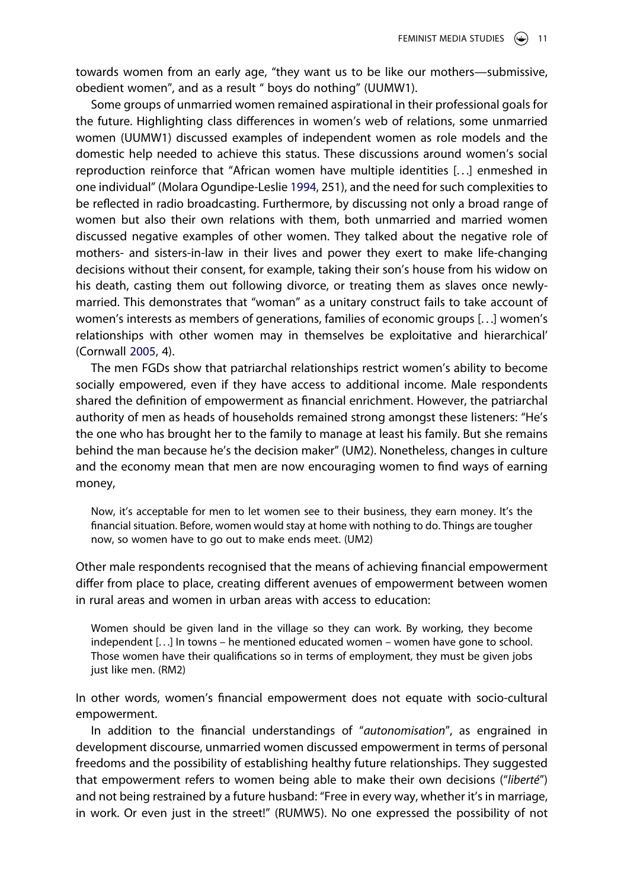towards women from an early age, "they want us to be like our mothers—submissive, obedient women", and as a result " boys do nothing" (UUMW1).

Some groups of unmarried women remained aspirational in their professional goals for the future. Highlighting class differences in women's web of relations, some unmarried women (UUMW1) discussed examples of independent women as role models and the domestic help needed to achieve this status. These discussions around women's social reproduction reinforce that "African women have multiple identities [. . .] enmeshed in one individual" (Molara Ogundipe-Leslie 1994, 251), and the need for such complexities to be reflected in radio broadcasting. Furthermore, by discussing not only a broad range of women but also their own relations with them, both unmarried and married women discussed negative examples of other women. They talked about the negative role of mothers- and sisters-in-law in their lives and power they exert to make life-changing decisions without their consent, for example, taking their son's house from his widow on his death, casting them out following divorce, or treating them as slaves once newly-married. This demonstrates that "woman" as a unitary construct fails to take account of women's interests as members of generations, families of economic groups [. . .] women's relationships with other women may in themselves be exploitative and hierarchical' (Cornwall 2005, 4).

The men FGDs show that patriarchal relationships restrict women's ability to become socially empowered, even if they have access to additional income. Male respondents shared the definition of empowerment as financial enrichment. However, the patriarchal authority of men as heads of households remained strong amongst these listeners: "He's the one who has brought her to the family to manage at least his family. But she remains behind the man because he's the decision maker" (UM2). Nonetheless, changes in culture and the economy mean that men are now encouraging women to find ways of earning money,

> Now, it's acceptable for men to let women see to their business, they earn money. It's the financial situation. Before, women would stay at home with nothing to do. Things are tougher now, so women have to go out to make ends meet. (UM2)

Other male respondents recognised that the means of achieving financial empowerment differ from place to place, creating different avenues of empowerment between women in rural areas and women in urban areas with access to education:

> Women should be given land in the village so they can work. By working, they become independent [. . .] In towns – he mentioned educated women – women have gone to school. Those women have their qualifications so in terms of employment, they must be given jobs just like men. (RM2)

In other words, women's financial empowerment does not equate with socio-cultural empowerment.

In addition to the financial understandings of "*autonomisation*", as engrained in development discourse, unmarried women discussed empowerment in terms of personal freedoms and the possibility of establishing healthy future relationships. They suggested that empowerment refers to women being able to make their own decisions ("*liberté*") and not being restrained by a future husband: "Free in every way, whether it's in marriage, in work. Or even just in the street!" (RUMW5). No one expressed the possibility of not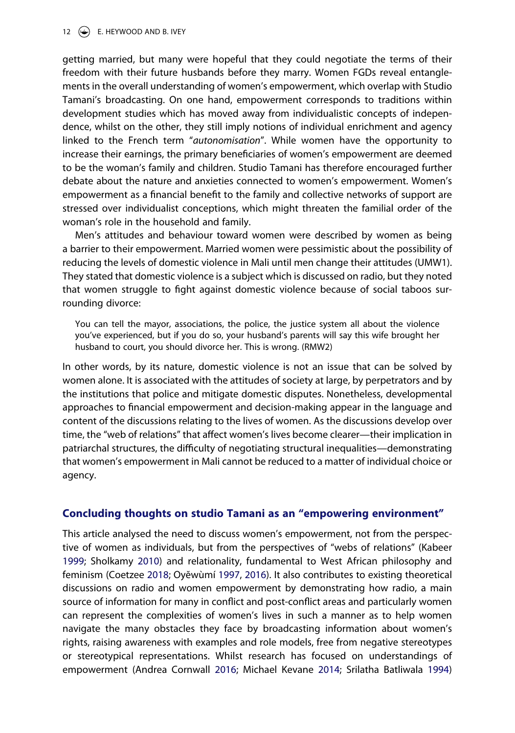getting married, but many were hopeful that they could negotiate the terms of their freedom with their future husbands before they marry. Women FGDs reveal entanglements in the overall understanding of women's empowerment, which overlap with Studio Tamani's broadcasting. On one hand, empowerment corresponds to traditions within development studies which has moved away from individualistic concepts of independence, whilst on the other, they still imply notions of individual enrichment and agency linked to the French term "*autonomisation*". While women have the opportunity to increase their earnings, the primary beneficiaries of women's empowerment are deemed to be the woman's family and children. Studio Tamani has therefore encouraged further debate about the nature and anxieties connected to women's empowerment. Women's empowerment as a financial benefit to the family and collective networks of support are stressed over individualist conceptions, which might threaten the familial order of the woman's role in the household and family.

Men's attitudes and behaviour toward women were described by women as being a barrier to their empowerment. Married women were pessimistic about the possibility of reducing the levels of domestic violence in Mali until men change their attitudes (UMW1). They stated that domestic violence is a subject which is discussed on radio, but they noted that women struggle to fight against domestic violence because of social taboos surrounding divorce:

> You can tell the mayor, associations, the police, the justice system all about the violence you've experienced, but if you do so, your husband's parents will say this wife brought her husband to court, you should divorce her. This is wrong. (RMW2)

In other words, by its nature, domestic violence is not an issue that can be solved by women alone. It is associated with the attitudes of society at large, by perpetrators and by the institutions that police and mitigate domestic disputes. Nonetheless, developmental approaches to financial empowerment and decision-making appear in the language and content of the discussions relating to the lives of women. As the discussions develop over time, the "web of relations" that affect women's lives become clearer—their implication in patriarchal structures, the difficulty of negotiating structural inequalities—demonstrating that women's empowerment in Mali cannot be reduced to a matter of individual choice or agency.

## Concluding thoughts on studio Tamani as an "empowering environment"

This article analysed the need to discuss women's empowerment, not from the perspective of women as individuals, but from the perspectives of "webs of relations" (Kabeer 1999; Sholkamy 2010) and relationality, fundamental to West African philosophy and feminism (Coetzee 2018; Oyěwùmí 1997, 2016). It also contributes to existing theoretical discussions on radio and women empowerment by demonstrating how radio, a main source of information for many in conflict and post-conflict areas and particularly women can represent the complexities of women's lives in such a manner as to help women navigate the many obstacles they face by broadcasting information about women's rights, raising awareness with examples and role models, free from negative stereotypes or stereotypical representations. Whilst research has focused on understandings of empowerment (Andrea Cornwall 2016; Michael Kevane 2014; Srilatha Batliwala 1994)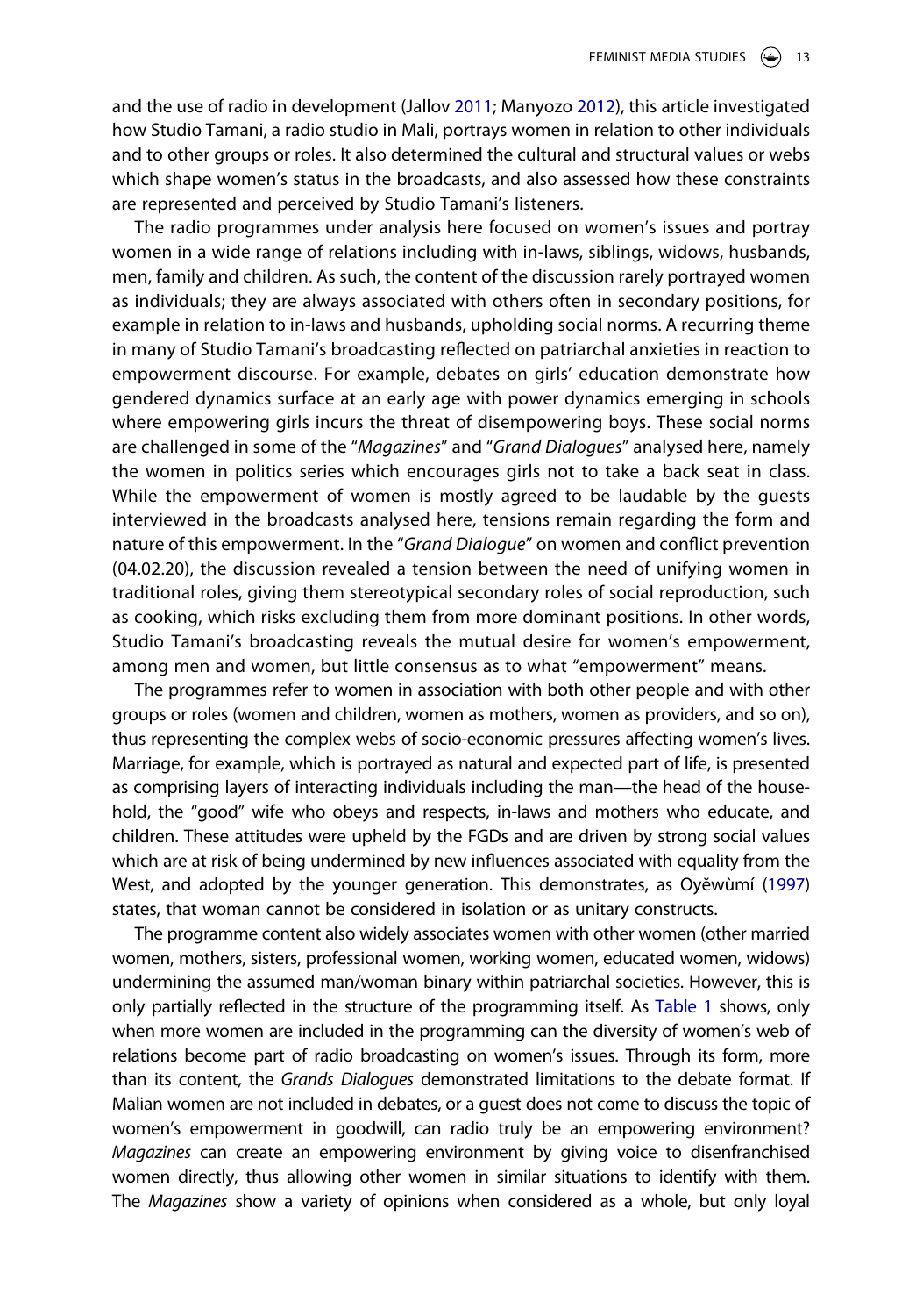and the use of radio in development (Jallov 2011; Manyozo 2012), this article investigated how Studio Tamani, a radio studio in Mali, portrays women in relation to other individuals and to other groups or roles. It also determined the cultural and structural values or webs which shape women's status in the broadcasts, and also assessed how these constraints are represented and perceived by Studio Tamani's listeners.

The radio programmes under analysis here focused on women's issues and portray women in a wide range of relations including with in-laws, siblings, widows, husbands, men, family and children. As such, the content of the discussion rarely portrayed women as individuals; they are always associated with others often in secondary positions, for example in relation to in-laws and husbands, upholding social norms. A recurring theme in many of Studio Tamani's broadcasting reflected on patriarchal anxieties in reaction to empowerment discourse. For example, debates on girls' education demonstrate how gendered dynamics surface at an early age with power dynamics emerging in schools where empowering girls incurs the threat of disempowering boys. These social norms are challenged in some of the "*Magazines*" and "*Grand Dialogues*" analysed here, namely the women in politics series which encourages girls not to take a back seat in class. While the empowerment of women is mostly agreed to be laudable by the guests interviewed in the broadcasts analysed here, tensions remain regarding the form and nature of this empowerment. In the "*Grand Dialogue*" on women and conflict prevention (04.02.20), the discussion revealed a tension between the need of unifying women in traditional roles, giving them stereotypical secondary roles of social reproduction, such as cooking, which risks excluding them from more dominant positions. In other words, Studio Tamani's broadcasting reveals the mutual desire for women's empowerment, among men and women, but little consensus as to what "empowerment" means.

The programmes refer to women in association with both other people and with other groups or roles (women and children, women as mothers, women as providers, and so on), thus representing the complex webs of socio-economic pressures affecting women's lives. Marriage, for example, which is portrayed as natural and expected part of life, is presented as comprising layers of interacting individuals including the man—the head of the household, the "good" wife who obeys and respects, in-laws and mothers who educate, and children. These attitudes were upheld by the FGDs and are driven by strong social values which are at risk of being undermined by new influences associated with equality from the West, and adopted by the younger generation. This demonstrates, as Oyěwùmí (1997) states, that woman cannot be considered in isolation or as unitary constructs.

The programme content also widely associates women with other women (other married women, mothers, sisters, professional women, working women, educated women, widows) undermining the assumed man/woman binary within patriarchal societies. However, this is only partially reflected in the structure of the programming itself. As Table 1 shows, only when more women are included in the programming can the diversity of women's web of relations become part of radio broadcasting on women's issues. Through its form, more than its content, the *Grands Dialogues* demonstrated limitations to the debate format. If Malian women are not included in debates, or a guest does not come to discuss the topic of women's empowerment in goodwill, can radio truly be an empowering environment? *Magazines* can create an empowering environment by giving voice to disenfranchised women directly, thus allowing other women in similar situations to identify with them. The *Magazines* show a variety of opinions when considered as a whole, but only loyal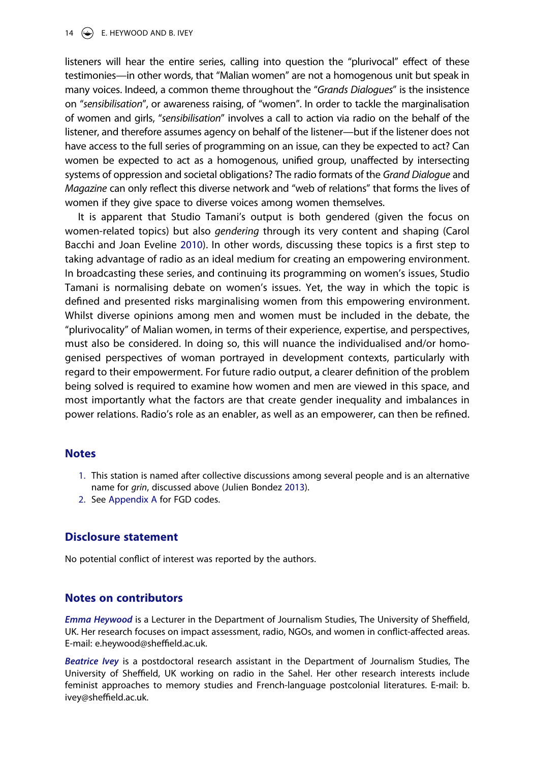listeners will hear the entire series, calling into question the "plurivocal" effect of these testimonies—in other words, that "Malian women" are not a homogenous unit but speak in many voices. Indeed, a common theme throughout the "*Grands Dialogues*" is the insistence on "*sensibilisation*", or awareness raising, of "women". In order to tackle the marginalisation of women and girls, "*sensibilisation*" involves a call to action via radio on the behalf of the listener, and therefore assumes agency on behalf of the listener—but if the listener does not have access to the full series of programming on an issue, can they be expected to act? Can women be expected to act as a homogenous, unified group, unaffected by intersecting systems of oppression and societal obligations? The radio formats of the *Grand Dialogue* and *Magazine* can only reflect this diverse network and "web of relations" that forms the lives of women if they give space to diverse voices among women themselves.

It is apparent that Studio Tamani's output is both gendered (given the focus on women-related topics) but also *gendering* through its very content and shaping (Carol Bacchi and Joan Eveline 2010). In other words, discussing these topics is a first step to taking advantage of radio as an ideal medium for creating an empowering environment. In broadcasting these series, and continuing its programming on women's issues, Studio Tamani is normalising debate on women's issues. Yet, the way in which the topic is defined and presented risks marginalising women from this empowering environment. Whilst diverse opinions among men and women must be included in the debate, the "plurivocality" of Malian women, in terms of their experience, expertise, and perspectives, must also be considered. In doing so, this will nuance the individualised and/or homogenised perspectives of woman portrayed in development contexts, particularly with regard to their empowerment. For future radio output, a clearer definition of the problem being solved is required to examine how women and men are viewed in this space, and most importantly what the factors are that create gender inequality and imbalances in power relations. Radio's role as an enabler, as well as an empowerer, can then be refined.

## Notes

1. This station is named after collective discussions among several people and is an alternative name for *grin*, discussed above (Julien Bondez 2013).
2. See Appendix A for FGD codes.

## Disclosure statement

No potential conflict of interest was reported by the authors.

## Notes on contributors

***Emma Heywood*** is a Lecturer in the Department of Journalism Studies, The University of Sheffield, UK. Her research focuses on impact assessment, radio, NGOs, and women in conflict-affected areas. E-mail: e.heywood@sheffield.ac.uk.

***Beatrice Ivey*** is a postdoctoral research assistant in the Department of Journalism Studies, The University of Sheffield, UK working on radio in the Sahel. Her other research interests include feminist approaches to memory studies and French-language postcolonial literatures. E-mail: b.ivey@sheffield.ac.uk.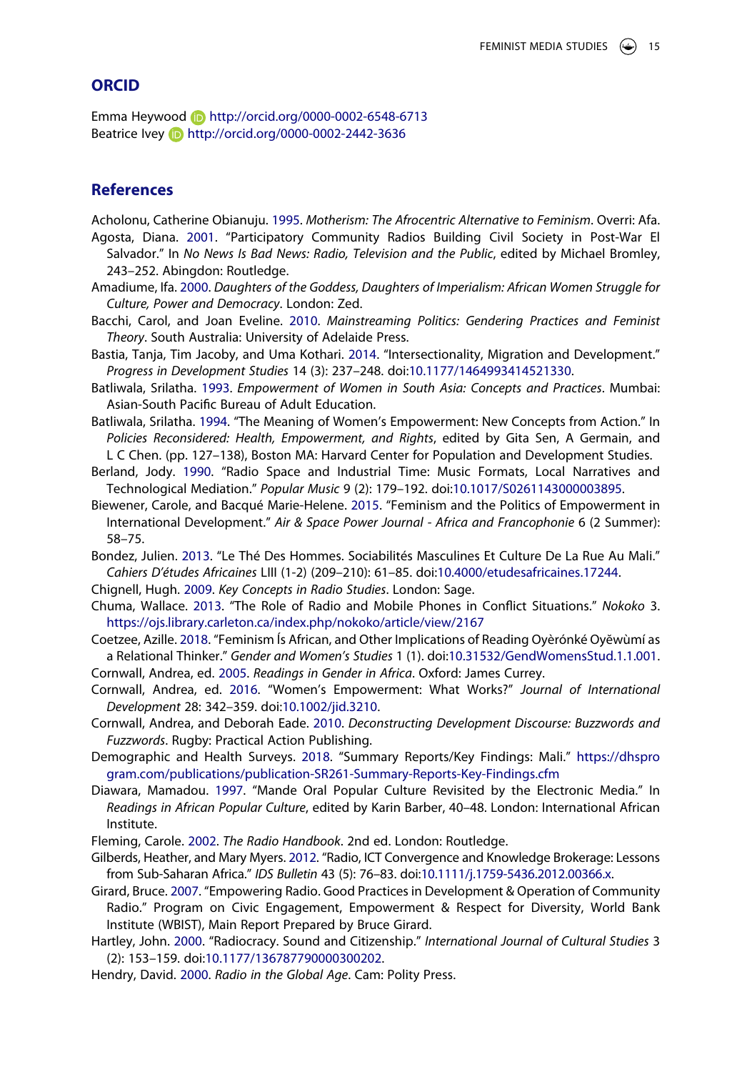## ORCID

Emma Heywood http://orcid.org/0000-0002-6548-6713
Beatrice Ivey http://orcid.org/0000-0002-2442-3636

## References

Acholonu, Catherine Obianuju. 1995. *Motherism: The Afrocentric Alternative to Feminism*. Overri: Afa.

Agosta, Diana. 2001. "Participatory Community Radios Building Civil Society in Post-War El Salvador." In *No News Is Bad News: Radio, Television and the Public*, edited by Michael Bromley, 243–252. Abingdon: Routledge.

Amadiume, Ifa. 2000. *Daughters of the Goddess, Daughters of Imperialism: African Women Struggle for Culture, Power and Democracy*. London: Zed.

Bacchi, Carol, and Joan Eveline. 2010. *Mainstreaming Politics: Gendering Practices and Feminist Theory*. South Australia: University of Adelaide Press.

Bastia, Tanja, Tim Jacoby, and Uma Kothari. 2014. "Intersectionality, Migration and Development." *Progress in Development Studies* 14 (3): 237–248. doi:10.1177/1464993414521330.

Batliwala, Srilatha. 1993. *Empowerment of Women in South Asia: Concepts and Practices*. Mumbai: Asian-South Pacific Bureau of Adult Education.

Batliwala, Srilatha. 1994. "The Meaning of Women's Empowerment: New Concepts from Action." In *Policies Reconsidered: Health, Empowerment, and Rights*, edited by Gita Sen, A Germain, and L C Chen. (pp. 127–138), Boston MA: Harvard Center for Population and Development Studies.

Berland, Jody. 1990. "Radio Space and Industrial Time: Music Formats, Local Narratives and Technological Mediation." *Popular Music* 9 (2): 179–192. doi:10.1017/S0261143000003895.

Biewener, Carole, and Bacqué Marie-Helene. 2015. "Feminism and the Politics of Empowerment in International Development." *Air & Space Power Journal - Africa and Francophonie* 6 (2 Summer): 58–75.

Bondez, Julien. 2013. "Le Thé Des Hommes. Sociabilités Masculines Et Culture De La Rue Au Mali." *Cahiers D'études Africaines* LIII (1-2) (209–210): 61–85. doi:10.4000/etudesafricaines.17244.

Chignell, Hugh. 2009. *Key Concepts in Radio Studies*. London: Sage.

Chuma, Wallace. 2013. "The Role of Radio and Mobile Phones in Conflict Situations." *Nokoko* 3. https://ojs.library.carleton.ca/index.php/nokoko/article/view/2167

Coetzee, Azille. 2018. "Feminism Ís African, and Other Implications of Reading Oyèrónké Oyěwùmí as a Relational Thinker." *Gender and Women's Studies* 1 (1). doi:10.31532/GendWomensStud.1.1.001.

Cornwall, Andrea, ed. 2005. *Readings in Gender in Africa*. Oxford: James Currey.

Cornwall, Andrea, ed. 2016. "Women's Empowerment: What Works?" *Journal of International Development* 28: 342–359. doi:10.1002/jid.3210.

Cornwall, Andrea, and Deborah Eade. 2010. *Deconstructing Development Discourse: Buzzwords and Fuzzwords*. Rugby: Practical Action Publishing.

Demographic and Health Surveys. 2018. "Summary Reports/Key Findings: Mali." https://dhsprogram.com/publications/publication-SR261-Summary-Reports-Key-Findings.cfm

Diawara, Mamadou. 1997. "Mande Oral Popular Culture Revisited by the Electronic Media." In *Readings in African Popular Culture*, edited by Karin Barber, 40–48. London: International African Institute.

Fleming, Carole. 2002. *The Radio Handbook*. 2nd ed. London: Routledge.

Gilberds, Heather, and Mary Myers. 2012. "Radio, ICT Convergence and Knowledge Brokerage: Lessons from Sub-Saharan Africa." *IDS Bulletin* 43 (5): 76–83. doi:10.1111/j.1759-5436.2012.00366.x.

Girard, Bruce. 2007. "Empowering Radio. Good Practices in Development & Operation of Community Radio." Program on Civic Engagement, Empowerment & Respect for Diversity, World Bank Institute (WBIST), Main Report Prepared by Bruce Girard.

Hartley, John. 2000. "Radiocracy. Sound and Citizenship." *International Journal of Cultural Studies* 3 (2): 153–159. doi:10.1177/136787790000300202.

Hendry, David. 2000. *Radio in the Global Age*. Cam: Polity Press.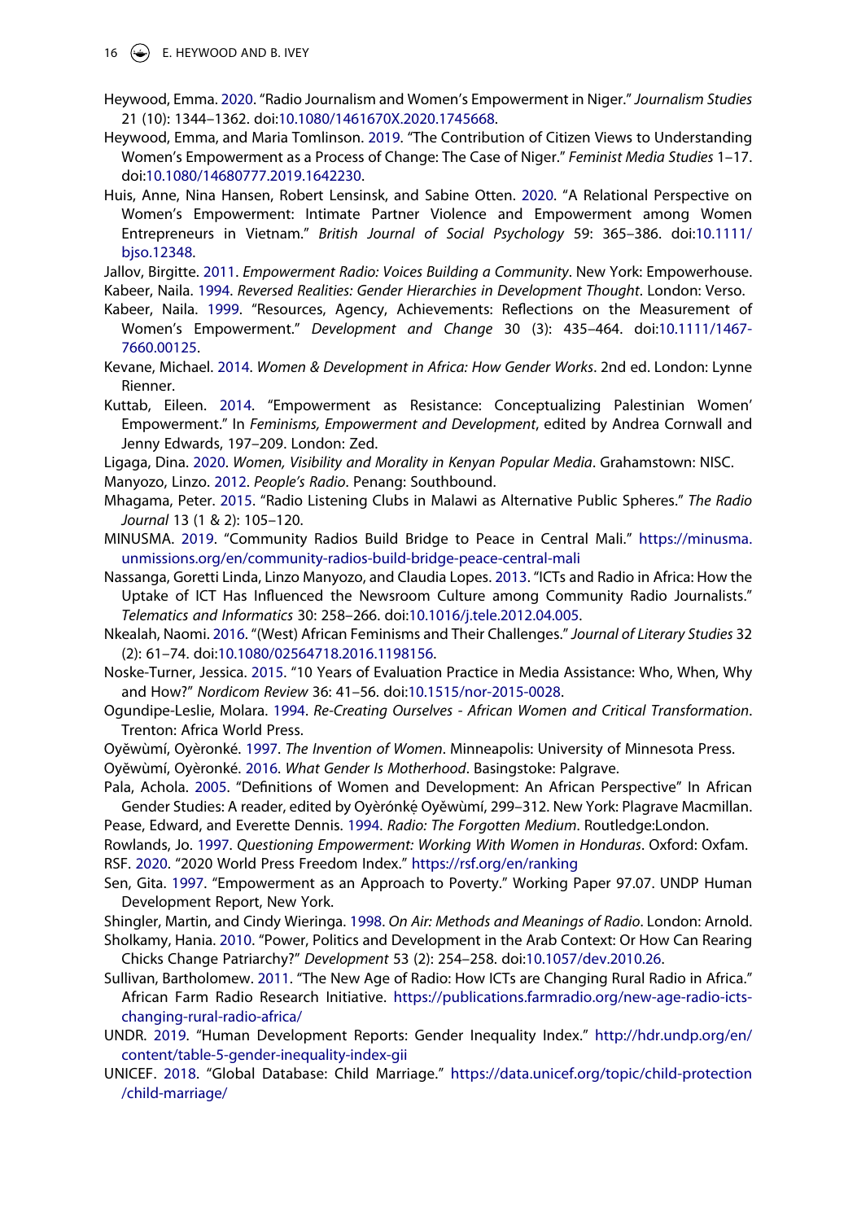Heywood, Emma. 2020. "Radio Journalism and Women's Empowerment in Niger." *Journalism Studies* 21 (10): 1344–1362. doi:10.1080/1461670X.2020.1745668.

Heywood, Emma, and Maria Tomlinson. 2019. "The Contribution of Citizen Views to Understanding Women's Empowerment as a Process of Change: The Case of Niger." *Feminist Media Studies* 1–17. doi:10.1080/14680777.2019.1642230.

Huis, Anne, Nina Hansen, Robert Lensinsk, and Sabine Otten. 2020. "A Relational Perspective on Women's Empowerment: Intimate Partner Violence and Empowerment among Women Entrepreneurs in Vietnam." *British Journal of Social Psychology* 59: 365–386. doi:10.1111/bjso.12348.

Jallov, Birgitte. 2011. *Empowerment Radio: Voices Building a Community*. New York: Empowerhouse.

Kabeer, Naila. 1994. *Reversed Realities: Gender Hierarchies in Development Thought*. London: Verso.

Kabeer, Naila. 1999. "Resources, Agency, Achievements: Reflections on the Measurement of Women's Empowerment." *Development and Change* 30 (3): 435–464. doi:10.1111/1467-7660.00125.

Kevane, Michael. 2014. *Women & Development in Africa: How Gender Works*. 2nd ed. London: Lynne Rienner.

Kuttab, Eileen. 2014. "Empowerment as Resistance: Conceptualizing Palestinian Women' Empowerment." In *Feminisms, Empowerment and Development*, edited by Andrea Cornwall and Jenny Edwards, 197–209. London: Zed.

Ligaga, Dina. 2020. *Women, Visibility and Morality in Kenyan Popular Media*. Grahamstown: NISC.

Manyozo, Linzo. 2012. *People's Radio*. Penang: Southbound.

Mhagama, Peter. 2015. "Radio Listening Clubs in Malawi as Alternative Public Spheres." *The Radio Journal* 13 (1 & 2): 105–120.

MINUSMA. 2019. "Community Radios Build Bridge to Peace in Central Mali." https://minusma.unmissions.org/en/community-radios-build-bridge-peace-central-mali

Nassanga, Goretti Linda, Linzo Manyozo, and Claudia Lopes. 2013. "ICTs and Radio in Africa: How the Uptake of ICT Has Influenced the Newsroom Culture among Community Radio Journalists." *Telematics and Informatics* 30: 258–266. doi:10.1016/j.tele.2012.04.005.

Nkealah, Naomi. 2016. "(West) African Feminisms and Their Challenges." *Journal of Literary Studies* 32 (2): 61–74. doi:10.1080/02564718.2016.1198156.

Noske-Turner, Jessica. 2015. "10 Years of Evaluation Practice in Media Assistance: Who, When, Why and How?" *Nordicom Review* 36: 41–56. doi:10.1515/nor-2015-0028.

Ogundipe-Leslie, Molara. 1994. *Re-Creating Ourselves - African Women and Critical Transformation*. Trenton: Africa World Press.

Oyěwùmí, Oyèronké. 1997. *The Invention of Women*. Minneapolis: University of Minnesota Press.

Oyěwùmí, Oyèronké. 2016. *What Gender Is Motherhood*. Basingstoke: Palgrave.

Pala, Achola. 2005. "Definitions of Women and Development: An African Perspective" In African Gender Studies: A reader, edited by Oyèrónkẹ́ Oyěwùmí, 299–312. New York: Plagrave Macmillan.

Pease, Edward, and Everette Dennis. 1994. *Radio: The Forgotten Medium*. Routledge:London.

Rowlands, Jo. 1997. *Questioning Empowerment: Working With Women in Honduras*. Oxford: Oxfam.

RSF. 2020. "2020 World Press Freedom Index." https://rsf.org/en/ranking

Sen, Gita. 1997. "Empowerment as an Approach to Poverty." Working Paper 97.07. UNDP Human Development Report, New York.

Shingler, Martin, and Cindy Wieringa. 1998. *On Air: Methods and Meanings of Radio*. London: Arnold.

Sholkamy, Hania. 2010. "Power, Politics and Development in the Arab Context: Or How Can Rearing Chicks Change Patriarchy?" *Development* 53 (2): 254–258. doi:10.1057/dev.2010.26.

Sullivan, Bartholomew. 2011. "The New Age of Radio: How ICTs are Changing Rural Radio in Africa." African Farm Radio Research Initiative. https://publications.farmradio.org/new-age-radio-icts-changing-rural-radio-africa/

UNDR. 2019. "Human Development Reports: Gender Inequality Index." http://hdr.undp.org/en/content/table-5-gender-inequality-index-gii

UNICEF. 2018. "Global Database: Child Marriage." https://data.unicef.org/topic/child-protection/child-marriage/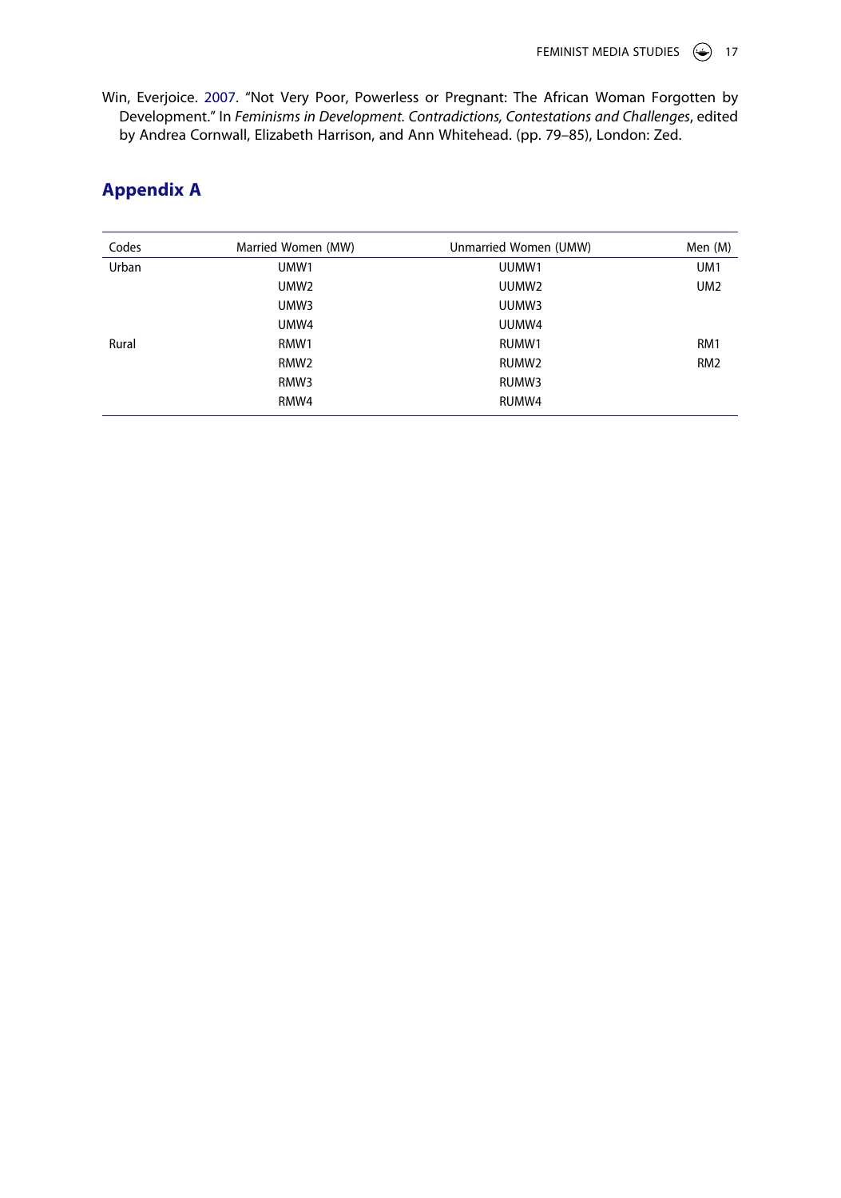Win, Everjoice. 2007. "Not Very Poor, Powerless or Pregnant: The African Woman Forgotten by Development." In *Feminisms in Development. Contradictions, Contestations and Challenges*, edited by Andrea Cornwall, Elizabeth Harrison, and Ann Whitehead. (pp. 79–85), London: Zed.

## Appendix A

| Codes | Married Women (MW) | Unmarried Women (UMW) | Men (M) |
|---|---|---|---|
| Urban | UMW1 | UUMW1 | UM1 |
| | UMW2 | UUMW2 | UM2 |
| | UMW3 | UUMW3 | |
| | UMW4 | UUMW4 | |
| Rural | RMW1 | RUMW1 | RM1 |
| | RMW2 | RUMW2 | RM2 |
| | RMW3 | RUMW3 | |
| | RMW4 | RUMW4 | |